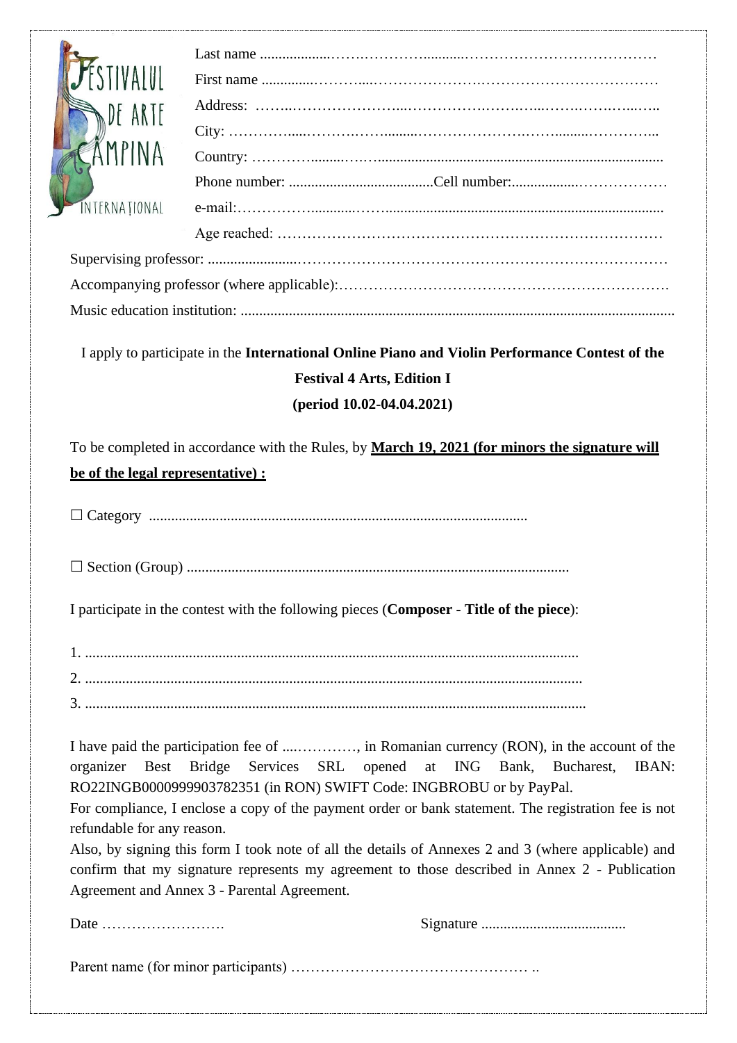FESTIVALUL DE ARTE CÂMPINA INTERNATIONAL

Last name ..........................................................................................

First name ..........................................................................................

Address: ..........................................................................................

City: ..........................................................................................

Country: ..........................................................................................

Phone number: .......................................Cell number:..................................

e-mail:..........................................................................................

Age reached: ..........................................................................................

Supervising professor: ..........................................................................................

Accompanying professor (where applicable):..........................................................................................

Music education institution: ..........................................................................................

I apply to participate in the **International Online Piano and Violin Performance Contest of the Festival 4 Arts, Edition I**

**(period 10.02-04.04.2021)**

To be completed in accordance with the Rules, by **March 19, 2021 (for minors the signature will be of the legal representative) :**

☐ Category ..........................................................................................

☐ Section (Group) ..........................................................................................

I participate in the contest with the following pieces (**Composer - Title of the piece**):

1. ..........................................................................................
2. ..........................................................................................
3. ..........................................................................................

I have paid the participation fee of ....…………, in Romanian currency (RON), in the account of the organizer Best Bridge Services SRL opened at ING Bank, Bucharest, IBAN: RO22INGB0000999903782351 (in RON) SWIFT Code: INGBROBU or by PayPal.

For compliance, I enclose a copy of the payment order or bank statement. The registration fee is not refundable for any reason.

Also, by signing this form I took note of all the details of Annexes 2 and 3 (where applicable) and confirm that my signature represents my agreement to those described in Annex 2 - Publication Agreement and Annex 3 - Parental Agreement.

Date ……………………. Signature .......................................

Parent name (for minor participants) ………………………………………… ..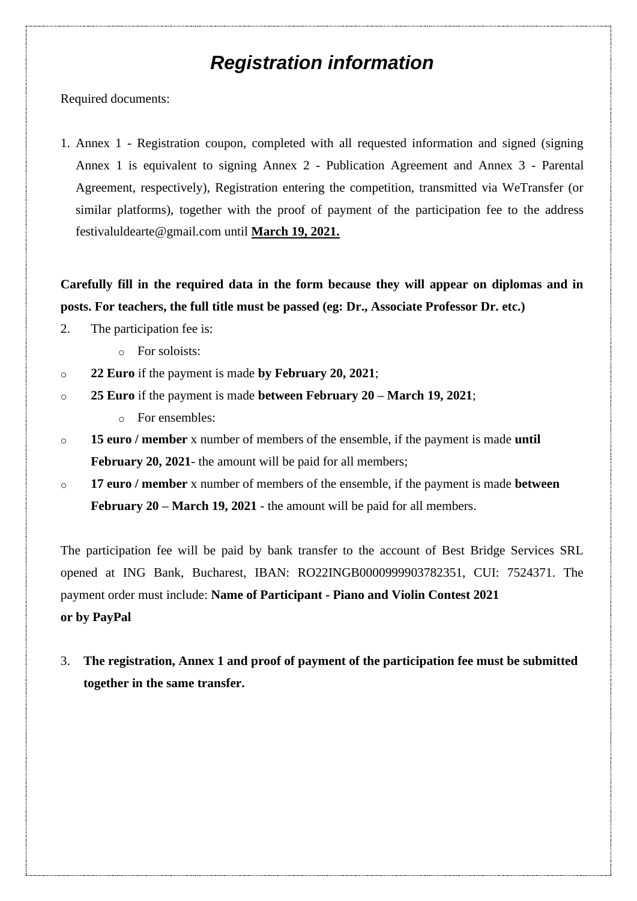# *Registration information*

Required documents:

1. Annex 1 - Registration coupon, completed with all requested information and signed (signing Annex 1 is equivalent to signing Annex 2 - Publication Agreement and Annex 3 - Parental Agreement, respectively), Registration entering the competition, transmitted via WeTransfer (or similar platforms), together with the proof of payment of the participation fee to the address festivaluldearte@gmail.com until **March 19, 2021.**

**Carefully fill in the required data in the form because they will appear on diplomas and in posts. For teachers, the full title must be passed (eg: Dr., Associate Professor Dr. etc.)**

2. The participation fee is:
   - For soloists:
     - **22 Euro** if the payment is made **by February 20, 2021**;
     - **25 Euro** if the payment is made **between February 20 – March 19, 2021**;
   - For ensembles:
     - **15 euro / member** x number of members of the ensemble, if the payment is made **until February 20, 2021**- the amount will be paid for all members;
     - **17 euro / member** x number of members of the ensemble, if the payment is made **between February 20 – March 19, 2021** - the amount will be paid for all members.

The participation fee will be paid by bank transfer to the account of Best Bridge Services SRL opened at ING Bank, Bucharest, IBAN: RO22INGB0000999903782351, CUI: 7524371. The payment order must include: **Name of Participant - Piano and Violin Contest 2021**
**or by PayPal**

3. **The registration, Annex 1 and proof of payment of the participation fee must be submitted together in the same transfer.**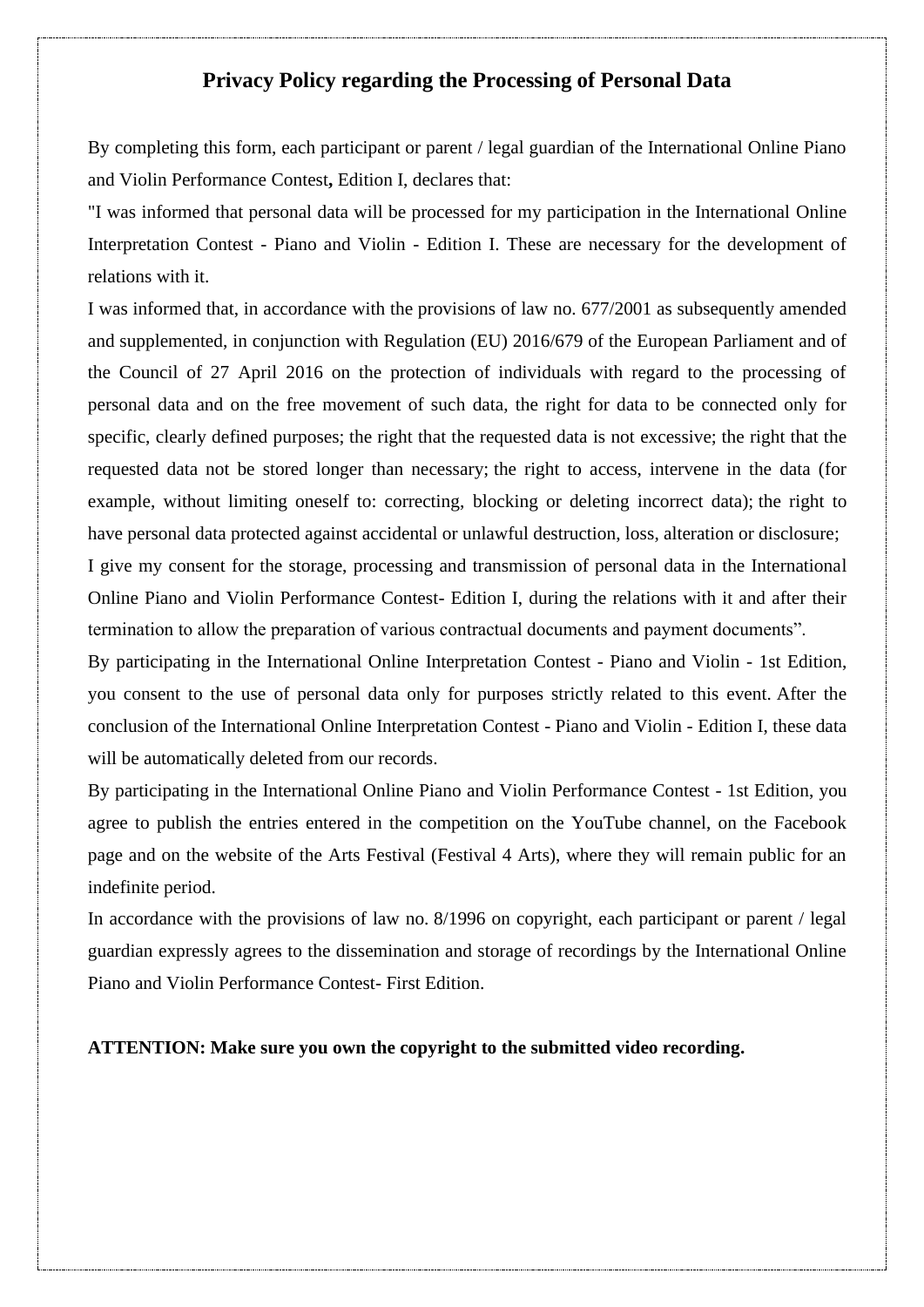## Privacy Policy regarding the Processing of Personal Data

By completing this form, each participant or parent / legal guardian of the International Online Piano and Violin Performance Contest**,** Edition I, declares that:

"I was informed that personal data will be processed for my participation in the International Online Interpretation Contest - Piano and Violin - Edition I. These are necessary for the development of relations with it.

I was informed that, in accordance with the provisions of law no. 677/2001 as subsequently amended and supplemented, in conjunction with Regulation (EU) 2016/679 of the European Parliament and of the Council of 27 April 2016 on the protection of individuals with regard to the processing of personal data and on the free movement of such data, the right for data to be connected only for specific, clearly defined purposes; the right that the requested data is not excessive; the right that the requested data not be stored longer than necessary; the right to access, intervene in the data (for example, without limiting oneself to: correcting, blocking or deleting incorrect data); the right to have personal data protected against accidental or unlawful destruction, loss, alteration or disclosure;

I give my consent for the storage, processing and transmission of personal data in the International Online Piano and Violin Performance Contest- Edition I, during the relations with it and after their termination to allow the preparation of various contractual documents and payment documents".

By participating in the International Online Interpretation Contest - Piano and Violin - 1st Edition, you consent to the use of personal data only for purposes strictly related to this event. After the conclusion of the International Online Interpretation Contest - Piano and Violin - Edition I, these data will be automatically deleted from our records.

By participating in the International Online Piano and Violin Performance Contest - 1st Edition, you agree to publish the entries entered in the competition on the YouTube channel, on the Facebook page and on the website of the Arts Festival (Festival 4 Arts), where they will remain public for an indefinite period.

In accordance with the provisions of law no. 8/1996 on copyright, each participant or parent / legal guardian expressly agrees to the dissemination and storage of recordings by the International Online Piano and Violin Performance Contest- First Edition.

**ATTENTION: Make sure you own the copyright to the submitted video recording.**